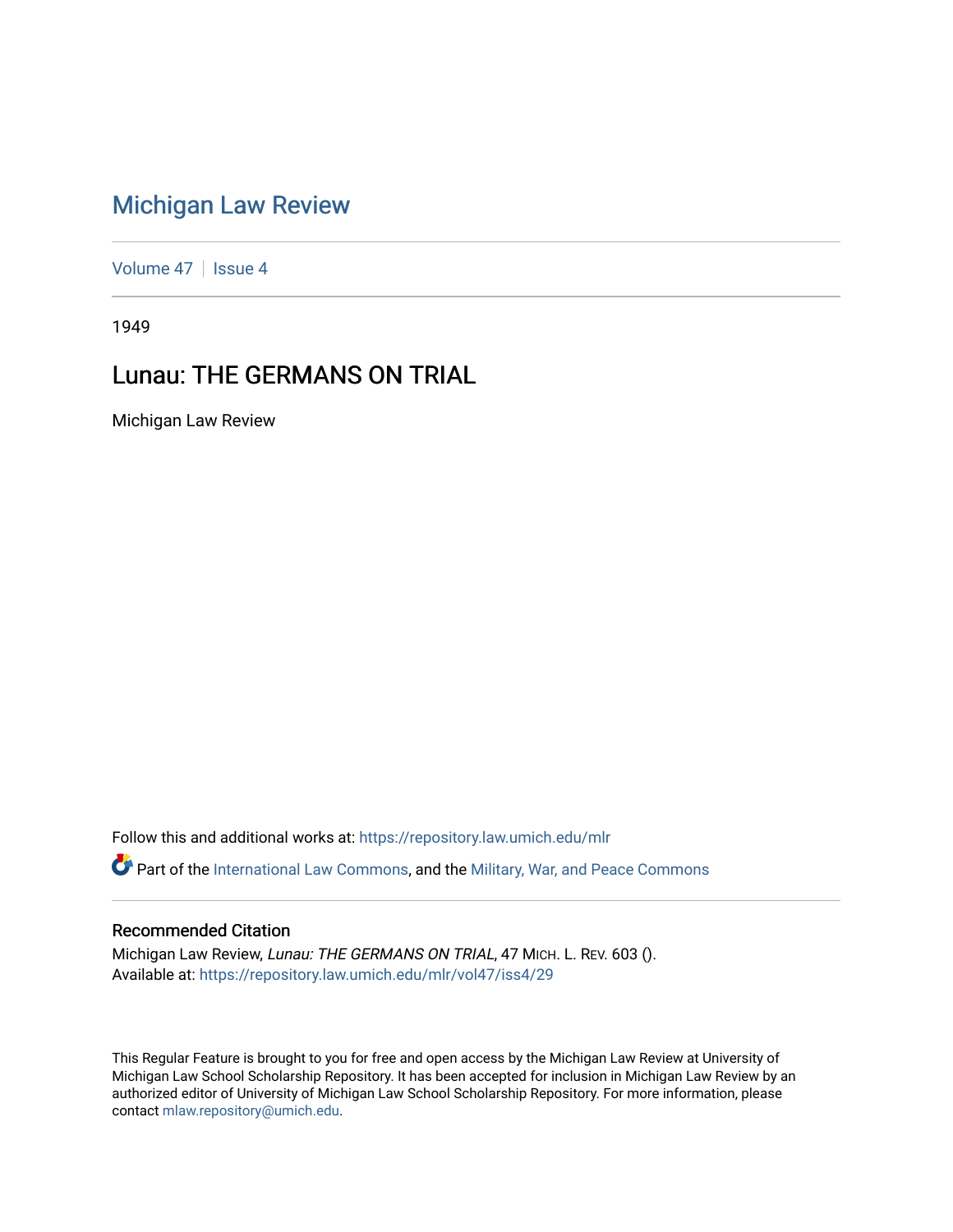# Michigan Law Review

Volume 47 | Issue 4

1949

## Lunau: THE GERMANS ON TRIAL

Michigan Law Review

Follow this and additional works at: https://repository.law.umich.edu/mlr

Part of the International Law Commons, and the Military, War, and Peace Commons

### Recommended Citation

Michigan Law Review, *Lunau: THE GERMANS ON TRIAL*, 47 MICH. L. REV. 603 ().
Available at: https://repository.law.umich.edu/mlr/vol47/iss4/29

This Regular Feature is brought to you for free and open access by the Michigan Law Review at University of Michigan Law School Scholarship Repository. It has been accepted for inclusion in Michigan Law Review by an authorized editor of University of Michigan Law School Scholarship Repository. For more information, please contact mlaw.repository@umich.edu.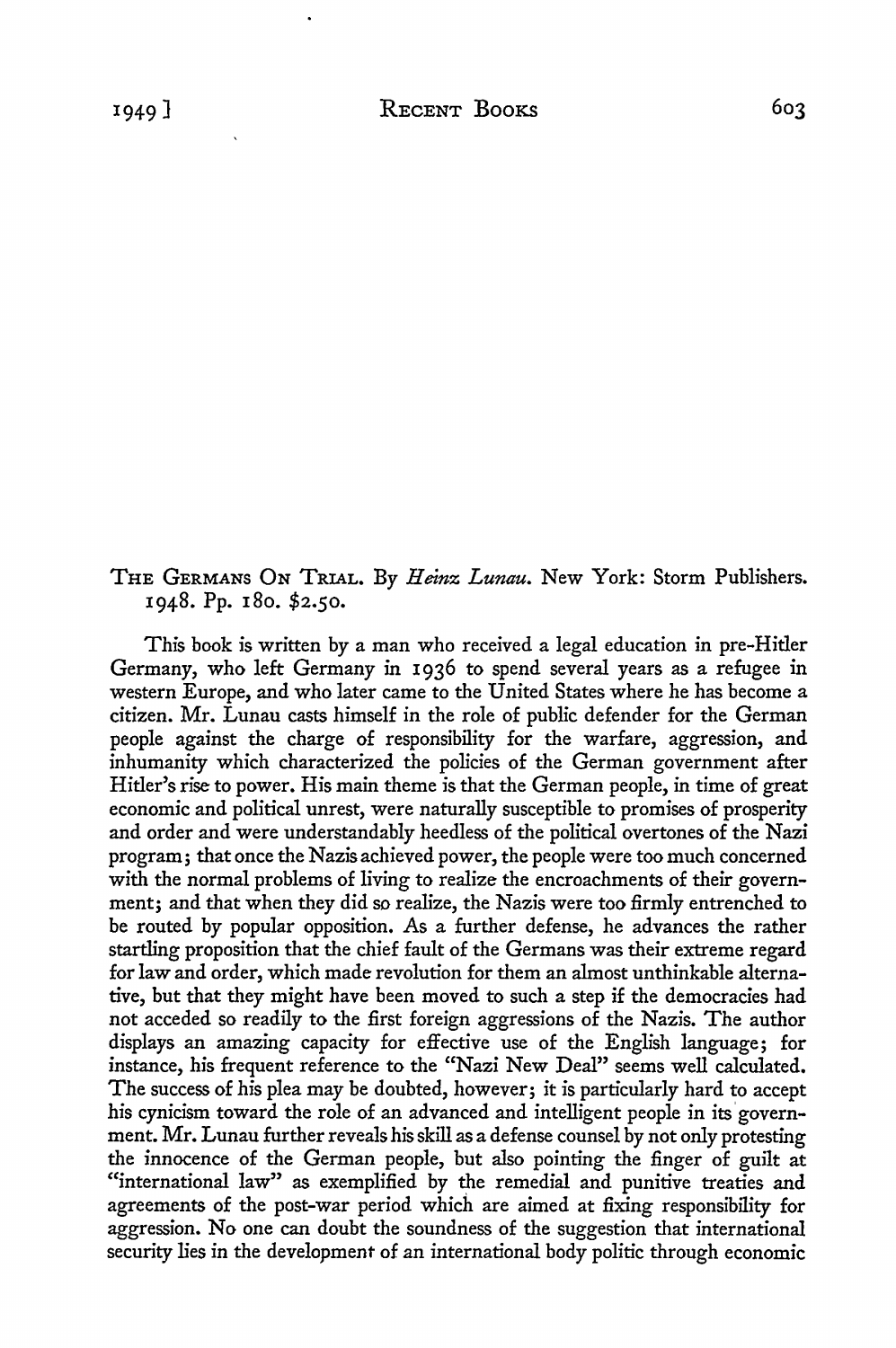THE GERMANS ON TRIAL. By *Heinz Lunau*. New York: Storm Publishers. 1948. Pp. 180. $2.50.

This book is written by a man who received a legal education in pre-Hitler Germany, who left Germany in 1936 to spend several years as a refugee in western Europe, and who later came to the United States where he has become a citizen. Mr. Lunau casts himself in the role of public defender for the German people against the charge of responsibility for the warfare, aggression, and inhumanity which characterized the policies of the German government after Hitler's rise to power. His main theme is that the German people, in time of great economic and political unrest, were naturally susceptible to promises of prosperity and order and were understandably heedless of the political overtones of the Nazi program; that once the Nazis achieved power, the people were too much concerned with the normal problems of living to realize the encroachments of their government; and that when they did so realize, the Nazis were too firmly entrenched to be routed by popular opposition. As a further defense, he advances the rather startling proposition that the chief fault of the Germans was their extreme regard for law and order, which made revolution for them an almost unthinkable alternative, but that they might have been moved to such a step if the democracies had not acceded so readily to the first foreign aggressions of the Nazis. The author displays an amazing capacity for effective use of the English language; for instance, his frequent reference to the "Nazi New Deal" seems well calculated. The success of his plea may be doubted, however; it is particularly hard to accept his cynicism toward the role of an advanced and intelligent people in its government. Mr. Lunau further reveals his skill as a defense counsel by not only protesting the innocence of the German people, but also pointing the finger of guilt at "international law" as exemplified by the remedial and punitive treaties and agreements of the post-war period which are aimed at fixing responsibility for aggression. No one can doubt the soundness of the suggestion that international security lies in the development of an international body politic through economic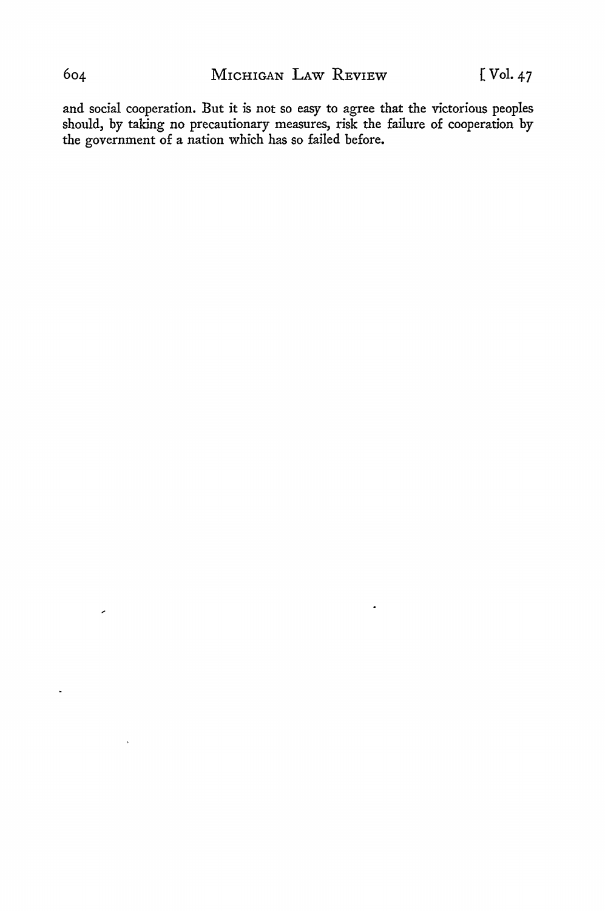and social cooperation. But it is not so easy to agree that the victorious peoples should, by taking no precautionary measures, risk the failure of cooperation by the government of a nation which has so failed before.